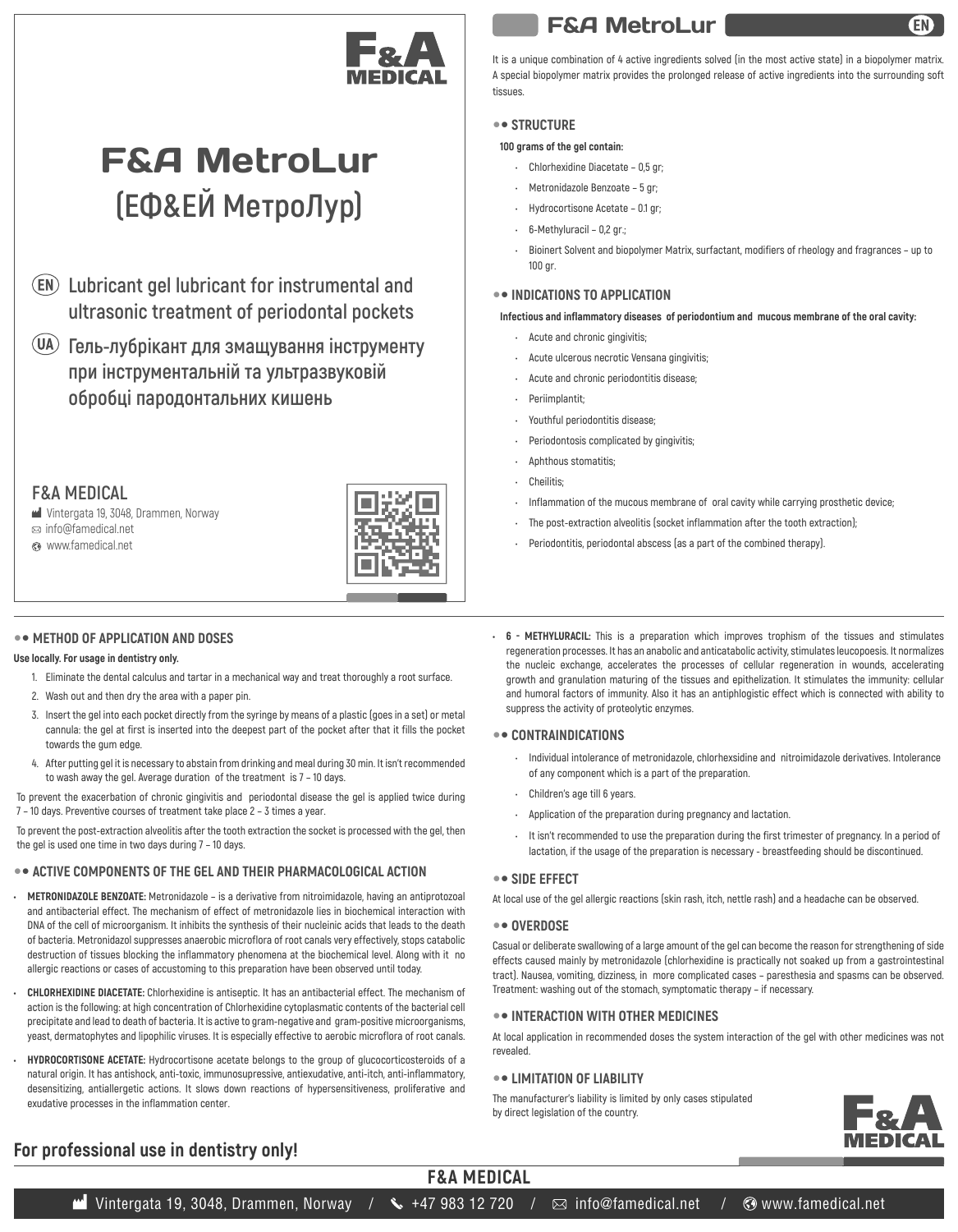# F&A MetroLur

## (ЕФ&ЕЙ МетроЛур)

(EN) Lubricant gel lubricant for instrumental and ultrasonic treatment of periodontal pockets

(UA) Гель-лубрікант для змащування інструменту при інструментальній та ультразвуковій обробці пародонтальних кишень

F&A MEDICAL

Vintergata 19, 3048, Drammen, Norway
info@famedical.net
www.famedical.net

## F&A MetroLur (EN)

It is a unique combination of 4 active ingredients solved (in the most active state) in a biopolymer matrix. A special biopolymer matrix provides the prolonged release of active ingredients into the surrounding soft tissues.

### STRUCTURE

**100 grams of the gel contain:**

- Chlorhexidine Diacetate – 0,5 gr;
- Metronidazole Benzoate – 5 gr;
- Hydrocortisone Acetate – 0.1 gr;
- 6-Methyluracil – 0,2 gr.;
- Bioinert Solvent and biopolymer Matrix, surfactant, modifiers of rheology and fragrances – up to 100 gr.

### INDICATIONS TO APPLICATION

**Infectious and inflammatory diseases of periodontium and mucous membrane of the oral cavity:**

- Acute and chronic gingivitis;
- Acute ulcerous necrotic Vensana gingivitis;
- Acute and chronic periodontitis disease;
- Periimplantit;
- Youthful periodontitis disease;
- Periodontosis complicated by gingivitis;
- Aphthous stomatitis;
- Cheilitis;
- Inflammation of the mucous membrane of oral cavity while carrying prosthetic device;
- The post-extraction alveolitis (socket inflammation after the tooth extraction);
- Periodontitis, periodontal abscess (as a part of the combined therapy).

### METHOD OF APPLICATION AND DOSES

**Use locally. For usage in dentistry only.**

1. Eliminate the dental calculus and tartar in a mechanical way and treat thoroughly a root surface.
2. Wash out and then dry the area with a paper pin.
3. Insert the gel into each pocket directly from the syringe by means of a plastic (goes in a set) or metal cannula: the gel at first is inserted into the deepest part of the pocket after that it fills the pocket towards the gum edge.
4. After putting gel it is necessary to abstain from drinking and meal during 30 min. It isn't recommended to wash away the gel. Average duration of the treatment is 7 – 10 days.

To prevent the exacerbation of chronic gingivitis and periodontal disease the gel is applied twice during 7 – 10 days. Preventive courses of treatment take place 2 – 3 times a year.

To prevent the post-extraction alveolitis after the tooth extraction the socket is processed with the gel, then the gel is used one time in two days during 7 – 10 days.

### ACTIVE COMPONENTS OF THE GEL AND THEIR PHARMACOLOGICAL ACTION

- **METRONIDAZOLE BENZOATE:** Metronidazole – is a derivative from nitroimidazole, having an antiprotozoal and antibacterial effect. The mechanism of effect of metronidazole lies in biochemical interaction with DNA of the cell of microorganism. It inhibits the synthesis of their nucleic acids that leads to the death of bacteria. Metronidazol suppresses anaerobic microflora of root canals very effectively, stops catabolic destruction of tissues blocking the inflammatory phenomena at the biochemical level. Along with it no allergic reactions or cases of accustoming to this preparation have been observed until today.
- **CHLORHEXIDINE DIACETATE:** Chlorhexidine is antiseptic. It has an antibacterial effect. The mechanism of action is the following: at high concentration of Chlorhexidine cytoplasmatic contents of the bacterial cell precipitate and lead to death of bacteria. It is active to gram-negative and gram-positive microorganisms, yeast, dermatophytes and lipophilic viruses. It is especially effective to aerobic microflora of root canals.
- **HYDROCORTISONE ACETATE:** Hydrocortisone acetate belongs to the group of glucocorticosteroids of a natural origin. It has antishock, anti-toxic, immunosupressive, antiexudative, anti-itch, anti-inflammatory, desensitizing, antiallergic actions. It slows down reactions of hypersensitiveness, proliferative and exudative processes in the inflammation center.
- **6 - METHYLURACIL:** This is a preparation which improves trophism of the tissues and stimulates regeneration processes. It has an anabolic and anticatabolic activity, stimulates leucopoesis. It normalizes the nucleic exchange, accelerates the processes of cellular regeneration in wounds, accelerating growth and granulation maturing of the tissues and epithelization. It stimulates the immunity: cellular and humoral factors of immunity. Also it has an antiphlogistic effect which is connected with ability to suppress the activity of proteolytic enzymes.

### CONTRAINDICATIONS

- Individual intolerance of metronidazole, chlorhexsidine and nitroimidazole derivatives. Intolerance of any component which is a part of the preparation.
- Children's age till 6 years.
- Application of the preparation during pregnancy and lactation.
- It isn't recommended to use the preparation during the first trimester of pregnancy. In a period of lactation, if the usage of the preparation is necessary - breastfeeding should be discontinued.

### SIDE EFFECT

At local use of the gel allergic reactions (skin rash, itch, nettle rash) and a headache can be observed.

### OVERDOSE

Casual or deliberate swallowing of a large amount of the gel can become the reason for strengthening of side effects caused mainly by metronidazole (chlorhexidine is practically not soaked up from a gastrointestinal tract). Nausea, vomiting, dizziness, in more complicated cases – paresthesia and spasms can be observed. Treatment: washing out of the stomach, symptomatic therapy – if necessary.

### INTERACTION WITH OTHER MEDICINES

At local application in recommended doses the system interaction of the gel with other medicines was not revealed.

### LIMITATION OF LIABILITY

The manufacturer's liability is limited by only cases stipulated by direct legislation of the country.

**For professional use in dentistry only!**

**F&A MEDICAL**

Vintergata 19, 3048, Drammen, Norway / +47 983 12 720 / info@famedical.net / www.famedical.net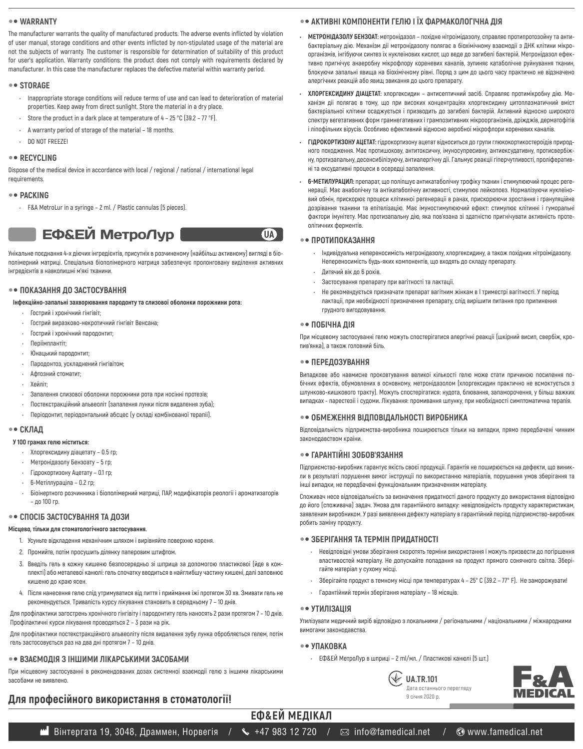## •• WARRANTY

The manufacturer warrants the quality of manufactured products. The adverse events inflicted by violation of user manual, storage conditions and other events inflicted by non-stipulated usage of the material are not the subjects of warranty. The customer is responsible for determination of suitability of this product for user's application. Warranty conditions: the product does not comply with requirements declared by manufacturer. In this case the manufacturer replaces the defective material within warranty period.

## •• STORAGE

- Inappropriate storage conditions will reduce terms of use and can lead to deterioration of material properties. Keep away from direct sunlight. Store the material in a dry place.
- Store the product in a dark place at temperature of 4 – 25 °C (39.2 – 77 °F).
- A warranty period of storage of the material – 18 months.
- DO NOT FREEZE!

## •• RECYCLING

Dispose of the medical device in accordance with local / regional / national / international legal requirements.

## •• PACKING

- F&A MetroLur in a syringe – 2 ml. / Plastic cannulas (5 pieces).

# ЕФ&ЕЙ МетроЛур (UA)

Унікальне поєднання 4-х діючих інгредієнтів, присутніх в розчиненому (найбільш активному) вигляді в біополімерній матриці. Спеціальна біополімерного матриця забезпечує пролонговану виділення активних інгредієнтів в навколишні м'які тканини.

## •• ПОКАЗАННЯ ДО ЗАСТОСУВАННЯ

**Інфекційно-запальні захворювання пародонту та слизової оболонки порожнини рота:**

- Гострий і хронічний гінгівіт;
- Гострий виразково-некротичний гінгівіт Венсана;
- Гострий і хронічний пародонтит;
- Періімплантіт;
- Юнацький пародонтит;
- Пародонтоз, ускладнений гінгівітом;
- Афтозний стоматит;
- Хейліт;
- Запалення слизової оболонки порожнини рота при носінні протезів;
- Постекстракційний альвеоліт (запалення лунки після видалення зуба);
- Періодонтит, періодонтальний абсцес (у складі комбінованої терапії).

## •• СКЛАД

**У 100 грамах гелю міститься:**

- Хлоргексидину діацетату – 0.5 гр;
- Метронідазолу Бензоату – 5 гр;
- Гідрокортизону Ацетату – 0.1 гр;
- 6-Метілурацила – 0.2 гр;
- Біоінертного розчинника і біополімерний матриці, ПАР, модифікаторів реології і ароматизаторів – до 100 гр.

## •• СПОСІБ ЗАСТОСУВАННЯ ТА ДОЗИ

**Місцево, тільки для стоматологічного застосування.**

1. Усуньте відкладення механічним шляхом і вирівняйте поверхню кореня.
2. Промийте, потім просушить ділянку паперовим штифтом.
3. Введіть гель в кожну кишеню безпосередньо зі шприца за допомогою пластикової (йде в комплекті) або металевої канюлі: гель спочатку вводиться в найглибшу частину кишені, далі заповнює кишеню до краю ясен.
4. Після нанесення гелю слід утримуватися від пиття і приймання їжі протягом 30 хв. Змивати гель не рекомендується. Тривалість курсу лікування становить в середньому 7 – 10 днів.

Для профілактики загострень хронічного гінгівіту і пародонтиту гель наносять 2 рази протягом 7 – 10 днів. Профілактичні курси лікування проводяться 2 – 3 рази на рік.

Для профілактики постекстракційного альвеоліту після видалення зубу лунка обробляється гелем, потім гель застосовується раз на два дні протягом 7 – 10 днів.

## •• ВЗАЄМОДІЯ З ІНШИМИ ЛІКАРСЬКИМИ ЗАСОБАМИ

При місцевому застосуванні в рекомендованих дозах системної взаємодії гелю з іншими лікарськими засобами не виявлено.

## Для професійного використання в стоматології!

## •• АКТИВНІ КОМПОНЕНТИ ГЕЛЮ І ЇХ ФАРМАКОЛОГІЧНА ДІЯ

- **МЕТРОНІДАЗОЛУ БЕНЗОАТ:** метронідазол – похідне нітроімідазолу, справляє протипротозойну та антибактеріальну дію. Механізм дії метронідазолу полягає в біохімічному взаємодії з ДНК клітини мікроорганізмів, інгібуючи синтез їх нуклеїнових кислот, що веде до загибелі бактерій. Метронідазол ефективно пригнічує анаеробну мікрофлору кореневих каналів, зупиняє катаболічне руйнування тканин, блокуючи запальні явища на біохімічному рівні. Поряд з цим до цього часу практично не відзначено алергічних реакцій або явищ звикання до цього препарату.
- **ХЛОРГЕКСИДИНУ ДІАЦЕТАТ:** хлоргексидин – антисептичний засіб. Справляє протимікробну дію. Механізм дії полягає в тому, що при високих концентраціях хлоргексидину цитоплазматичний вміст бактеріальної клітини осаджується і призводить до загибелі бактерій. Активний відносно широкого спектру вегетативних форм грамнегативних і грампозитивних мікроорганізмів, дріжджів, дерматофітів і ліпофільних вірусів. Особливо ефективний відносно аеробної мікрофлори кореневих каналів.
- **ГІДРОКОРТИЗОНУ АЦЕТАТ:** гідрокортизону ацетат відноситься до групи глюкокортикостероїдів природного походження. Має протишокову, антитоксичну, імуносупресивну, антиексудативну, протисвербіжну, протизапальну, десенсибілізуючу, антиалергічну дії. Гальмує реакції гіперчутливості, проліферативні та ексудативні процеси в осередці запалення.
- **6-МЕТИЛУРАЦИЛ:** препарат, що поліпшує антикатаболічну трофіку тканин і стимулюючий процес регенерації. Має анаболічну та антікатаболічну активності, стимулює лейкопоез. Нормалізуючи нуклеїновий обмін, прискорює процеси клітинної регенерації в ранах, прискорюючи зростання і грануляційне дозрівання тканини та епітелізацію. Має імуностимулюючий ефект: стимулює клітинні і гуморальні фактори імунітету. Має протизапальну дію, яка пов'язана зі здатністю пригнічувати активність протеолітичних ферментів.

## •• ПРОТИПОКАЗАННЯ

- Індивідуальна непереносимість метронідазолу, хлоргексидину, а також похідних нітроімідазолу. Непереносимість будь-яких компонентів, що входять до складу препарату.
- Дитячий вік до 6 років.
- Застосування препарату при вагітності та лактації.
- Не рекомендується призначати препарат вагітним жінкам в I триместрі вагітності. У період лактації, при необхідності призначення препарату, слід вирішити питання про припинення грудного вигодовування.

## •• ПОБІЧНА ДІЯ

При місцевому застосуванні гелю можуть спостерігатися алергічні реакції (шкірний висип, свербіж, кропив'янка), а також головний біль.

## •• ПЕРЕДОЗУВАННЯ

Випадкове або навмисне проковтування великої кількості гелю може стати причиною посилення побічних ефектів, обумовлених в основному, метронідазолом (хлоргексидин практично не всмоктується з шлунково-кишкового тракту). Можуть спостерігатися: нудота, блювання, запаморочення, у більш важких випадках - парестезії і судоми. Лікування: промивання шлунку, при необхідності симптоматична терапія.

## •• ОБМЕЖЕННЯ ВІДПОВІДАЛЬНОСТІ ВИРОБНИКА

Відповідальність підприємства-виробника поширюється тільки на випадки, прямо передбачені чинним законодавством країни.

## •• ГАРАНТІЙНІ ЗОБОВ'ЯЗАННЯ

Підприємство-виробник гарантує якість своєї продукції. Гарантія не поширюється на дефекти, що виникли в результаті порушення вимог інструкції по використанню матеріалів, порушення умов зберігання та інші випадки, не передбачені функціональним призначенням матеріалу.

Споживач несе відповідальність за визначення придатності даного продукту до використання відповідно до його (споживача) задач. Умова для гарантійного випадку: невідповідність продукту характеристикам, заявленим виробником. У разі виявлення дефекту матеріалу в гарантійний період підприємство-виробник робить заміну продукту.

## •• ЗБЕРІГАННЯ ТА ТЕРМІН ПРИДАТНОСТІ

- Невідповідні умови зберігання скоротять терміни використання і можуть призвести до погіршення властивостей матеріалу. Не допускайте попадання на продукт прямого сонячного світла. Зберігайте матеріал у сухому місці.
- Зберігайте продукт в темному місці при температурах 4 – 25° С (39.2 – 77° F). Не заморожувати!
- Гарантійний термін зберігання матеріалу – 18 місяців.

## •• УТИЛІЗАЦІЯ

Утилізувати медичний виріб відповідно з локальними / регіональними / національними / міжнародними вимогами законодавства.

## •• УПАКОВКА

- ЕФ&ЕЙ МетроЛур в шприці – 2 ml/мл. / Пластикові канюлі (5 шт.)

UA.TR.101
Дата останнього перегляду 9 січня 2020 р.

F&A MEDICAL

**ЕФ&ЕЙ МЕДІКАЛ**

Вінтергата 19, 3048, Драммен, Норвегія / +47 983 12 720 / info@famedical.net / www.famedical.net